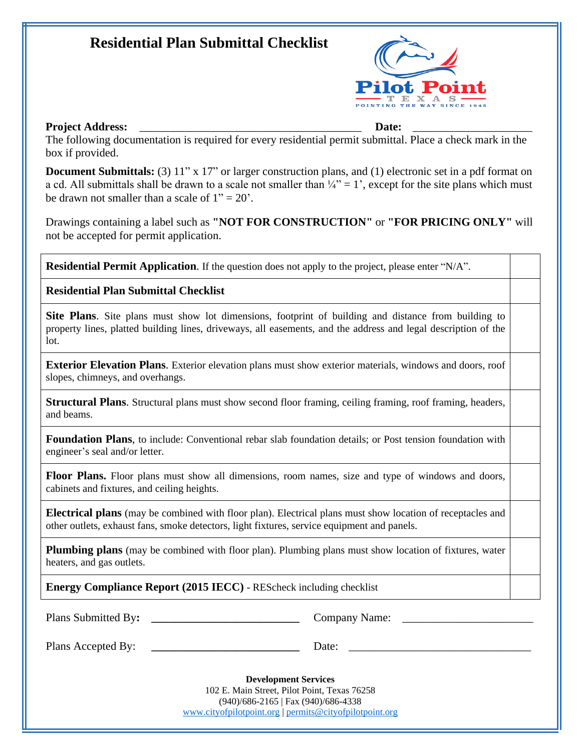# Residential Plan Submittal Checklist

**Project Address:** ______________________________________ **Date:** ____________________

The following documentation is required for every residential permit submittal. Place a check mark in the box if provided.

**Document Submittals:** (3) 11" x 17" or larger construction plans, and (1) electronic set in a pdf format on a cd. All submittals shall be drawn to a scale not smaller than ¼" = 1', except for the site plans which must be drawn not smaller than a scale of 1" = 20'.

Drawings containing a label such as **"NOT FOR CONSTRUCTION"** or **"FOR PRICING ONLY"** will not be accepted for permit application.

| Item | ✓ |
| --- | --- |
| **Residential Permit Application**. If the question does not apply to the project, please enter "N/A". | |
| **Residential Plan Submittal Checklist** | |
| **Site Plans**. Site plans must show lot dimensions, footprint of building and distance from building to property lines, platted building lines, driveways, all easements, and the address and legal description of the lot. | |
| **Exterior Elevation Plans**. Exterior elevation plans must show exterior materials, windows and doors, roof slopes, chimneys, and overhangs. | |
| **Structural Plans**. Structural plans must show second floor framing, ceiling framing, roof framing, headers, and beams. | |
| **Foundation Plans**, to include: Conventional rebar slab foundation details; or Post tension foundation with engineer's seal and/or letter. | |
| **Floor Plans.** Floor plans must show all dimensions, room names, size and type of windows and doors, cabinets and fixtures, and ceiling heights. | |
| **Electrical plans** (may be combined with floor plan). Electrical plans must show location of receptacles and other outlets, exhaust fans, smoke detectors, light fixtures, service equipment and panels. | |
| **Plumbing plans** (may be combined with floor plan). Plumbing plans must show location of fixtures, water heaters, and gas outlets. | |
| **Energy Compliance Report (2015 IECC)** - REScheck including checklist | |

Plans Submitted By: ________________________ Company Name: ______________________

Plans Accepted By: ________________________ Date: ______________________________

**Development Services**
102 E. Main Street, Pilot Point, Texas 76258
(940)/686-2165 | Fax (940)/686-4338
www.cityofpilotpoint.org | permits@cityofpilotpoint.org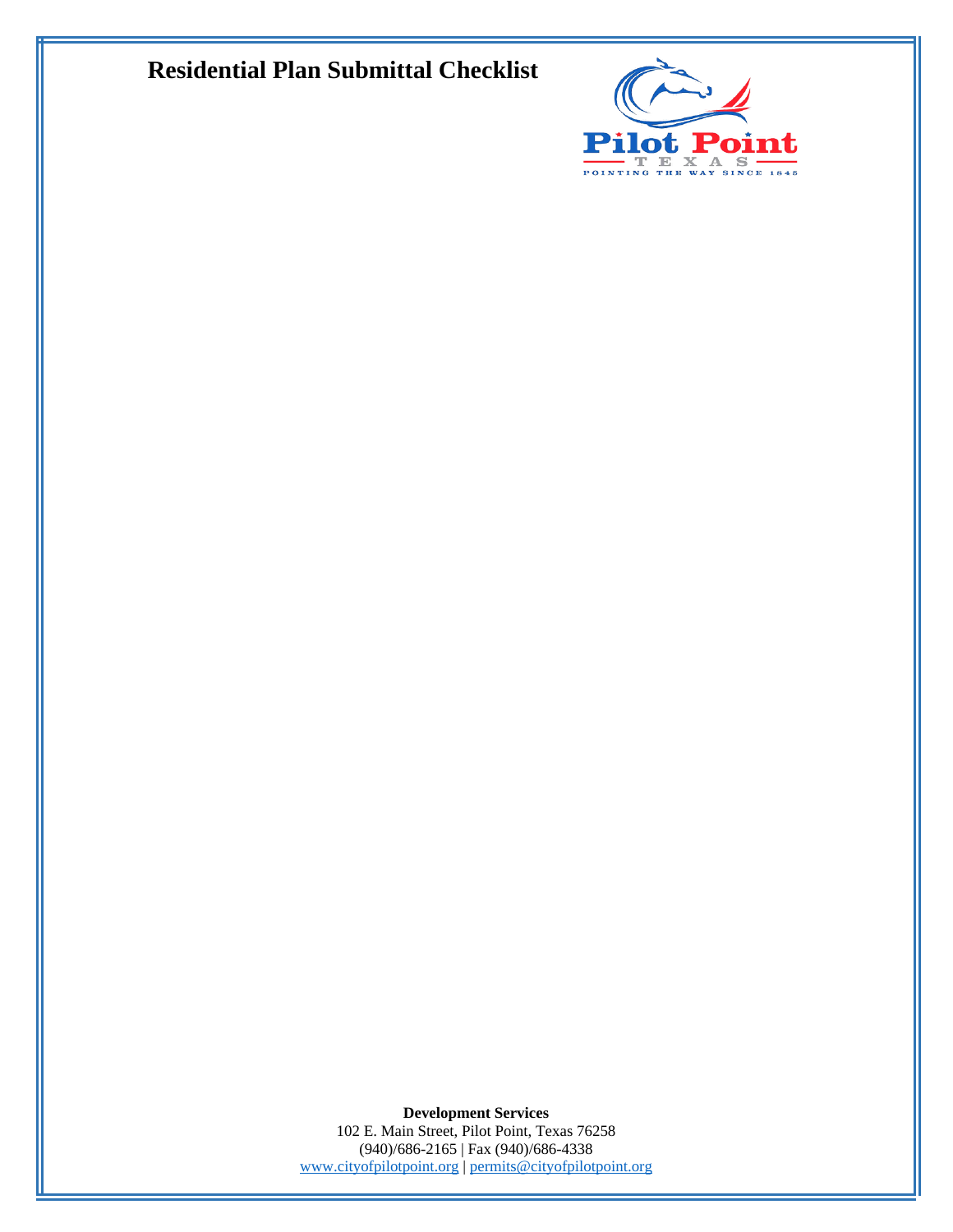# Residential Plan Submittal Checklist

**Development Services**
102 E. Main Street, Pilot Point, Texas 76258
(940)/686-2165 | Fax (940)/686-4338
www.cityofpilotpoint.org | permits@cityofpilotpoint.org